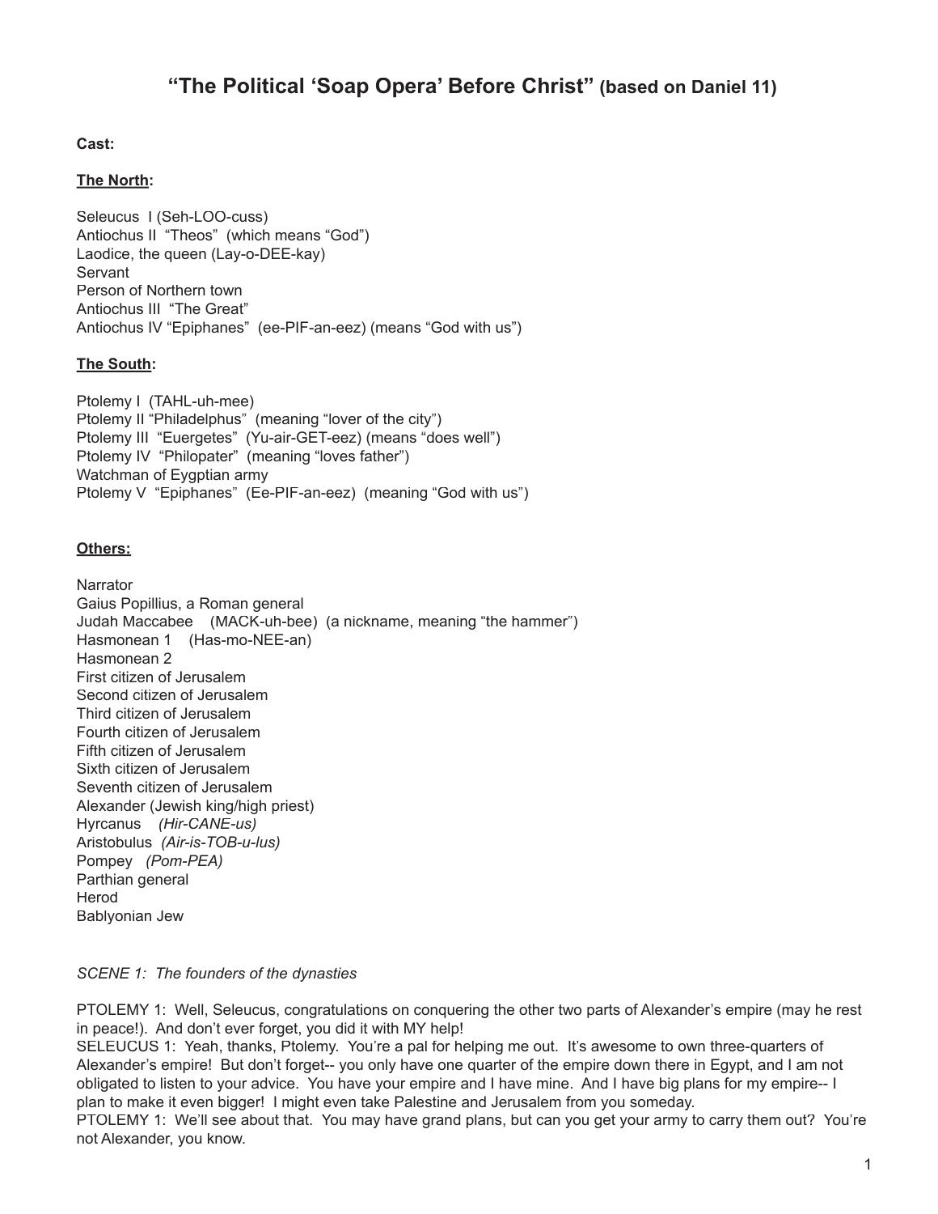# "The Political 'Soap Opera' Before Christ" (based on Daniel 11)

**Cast:**

**The North:**

Seleucus  I (Seh-LOO-cuss)
Antiochus II  "Theos"  (which means "God")
Laodice, the queen (Lay-o-DEE-kay)
Servant
Person of Northern town
Antiochus III  "The Great"
Antiochus IV "Epiphanes"  (ee-PIF-an-eez) (means "God with us")

**The South:**

Ptolemy I  (TAHL-uh-mee)
Ptolemy II "Philadelphus"  (meaning "lover of the city")
Ptolemy III  "Euergetes"  (Yu-air-GET-eez) (means "does well")
Ptolemy IV  "Philopater"  (meaning "loves father")
Watchman of Eygptian army
Ptolemy V  "Epiphanes"  (Ee-PIF-an-eez)  (meaning "God with us")

**Others:**

Narrator
Gaius Popillius, a Roman general
Judah Maccabee    (MACK-uh-bee)  (a nickname, meaning "the hammer")
Hasmonean 1    (Has-mo-NEE-an)
Hasmonean 2
First citizen of Jerusalem
Second citizen of Jerusalem
Third citizen of Jerusalem
Fourth citizen of Jerusalem
Fifth citizen of Jerusalem
Sixth citizen of Jerusalem
Seventh citizen of Jerusalem
Alexander (Jewish king/high priest)
Hyrcanus    *(Hir-CANE-us)*
Aristobulus  *(Air-is-TOB-u-lus)*
Pompey   *(Pom-PEA)*
Parthian general
Herod
Bablyonian Jew

*SCENE 1:  The founders of the dynasties*

PTOLEMY 1:  Well, Seleucus, congratulations on conquering the other two parts of Alexander's empire (may he rest in peace!).  And don't ever forget, you did it with MY help!
SELEUCUS 1:  Yeah, thanks, Ptolemy.  You're a pal for helping me out.  It's awesome to own three-quarters of Alexander's empire!  But don't forget-- you only have one quarter of the empire down there in Egypt, and I am not obligated to listen to your advice.  You have your empire and I have mine.  And I have big plans for my empire-- I plan to make it even bigger!  I might even take Palestine and Jerusalem from you someday.
PTOLEMY 1:  We'll see about that.  You may have grand plans, but can you get your army to carry them out?  You're not Alexander, you know.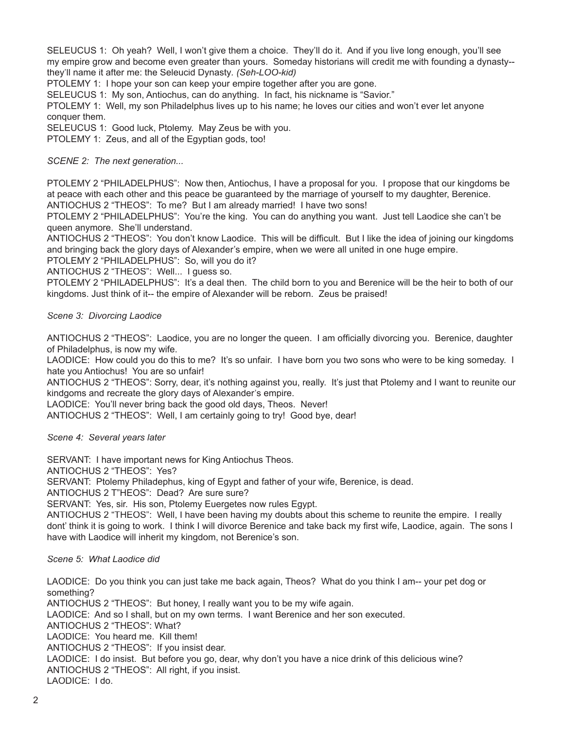SELEUCUS 1: Oh yeah? Well, I won't give them a choice. They'll do it. And if you live long enough, you'll see my empire grow and become even greater than yours. Someday historians will credit me with founding a dynasty-- they'll name it after me: the Seleucid Dynasty. *(Seh-LOO-kid)*

PTOLEMY 1: I hope your son can keep your empire together after you are gone.

SELEUCUS 1: My son, Antiochus, can do anything. In fact, his nickname is "Savior."

PTOLEMY 1: Well, my son Philadelphus lives up to his name; he loves our cities and won't ever let anyone conquer them.

SELEUCUS 1: Good luck, Ptolemy. May Zeus be with you.

PTOLEMY 1: Zeus, and all of the Egyptian gods, too!

*SCENE 2: The next generation...*

PTOLEMY 2 "PHILADELPHUS": Now then, Antiochus, I have a proposal for you. I propose that our kingdoms be at peace with each other and this peace be guaranteed by the marriage of yourself to my daughter, Berenice.

ANTIOCHUS 2 "THEOS": To me? But I am already married! I have two sons!

PTOLEMY 2 "PHILADELPHUS": You're the king. You can do anything you want. Just tell Laodice she can't be queen anymore. She'll understand.

ANTIOCHUS 2 "THEOS": You don't know Laodice. This will be difficult. But I like the idea of joining our kingdoms and bringing back the glory days of Alexander's empire, when we were all united in one huge empire.

PTOLEMY 2 "PHILADELPHUS": So, will you do it?

ANTIOCHUS 2 "THEOS": Well... I guess so.

PTOLEMY 2 "PHILADELPHUS": It's a deal then. The child born to you and Berenice will be the heir to both of our kingdoms. Just think of it-- the empire of Alexander will be reborn. Zeus be praised!

*Scene 3: Divorcing Laodice*

ANTIOCHUS 2 "THEOS": Laodice, you are no longer the queen. I am officially divorcing you. Berenice, daughter of Philadelphus, is now my wife.

LAODICE: How could you do this to me? It's so unfair. I have born you two sons who were to be king someday. I hate you Antiochus! You are so unfair!

ANTIOCHUS 2 "THEOS": Sorry, dear, it's nothing against you, really. It's just that Ptolemy and I want to reunite our kindgoms and recreate the glory days of Alexander's empire.

LAODICE: You'll never bring back the good old days, Theos. Never!

ANTIOCHUS 2 "THEOS": Well, I am certainly going to try! Good bye, dear!

*Scene 4: Several years later*

SERVANT: I have important news for King Antiochus Theos.

ANTIOCHUS 2 "THEOS": Yes?

SERVANT: Ptolemy Philadephus, king of Egypt and father of your wife, Berenice, is dead.

ANTIOCHUS 2 T"HEOS": Dead? Are sure sure?

SERVANT: Yes, sir. His son, Ptolemy Euergetes now rules Egypt.

ANTIOCHUS 2 "THEOS": Well, I have been having my doubts about this scheme to reunite the empire. I really dont' think it is going to work. I think I will divorce Berenice and take back my first wife, Laodice, again. The sons I have with Laodice will inherit my kingdom, not Berenice's son.

*Scene 5: What Laodice did*

LAODICE: Do you think you can just take me back again, Theos? What do you think I am-- your pet dog or something?

ANTIOCHUS 2 "THEOS": But honey, I really want you to be my wife again.

LAODICE: And so I shall, but on my own terms. I want Berenice and her son executed.

ANTIOCHUS 2 "THEOS": What?

LAODICE: You heard me. Kill them!

ANTIOCHUS 2 "THEOS": If you insist dear.

LAODICE: I do insist. But before you go, dear, why don't you have a nice drink of this delicious wine?

ANTIOCHUS 2 "THEOS": All right, if you insist.

LAODICE: I do.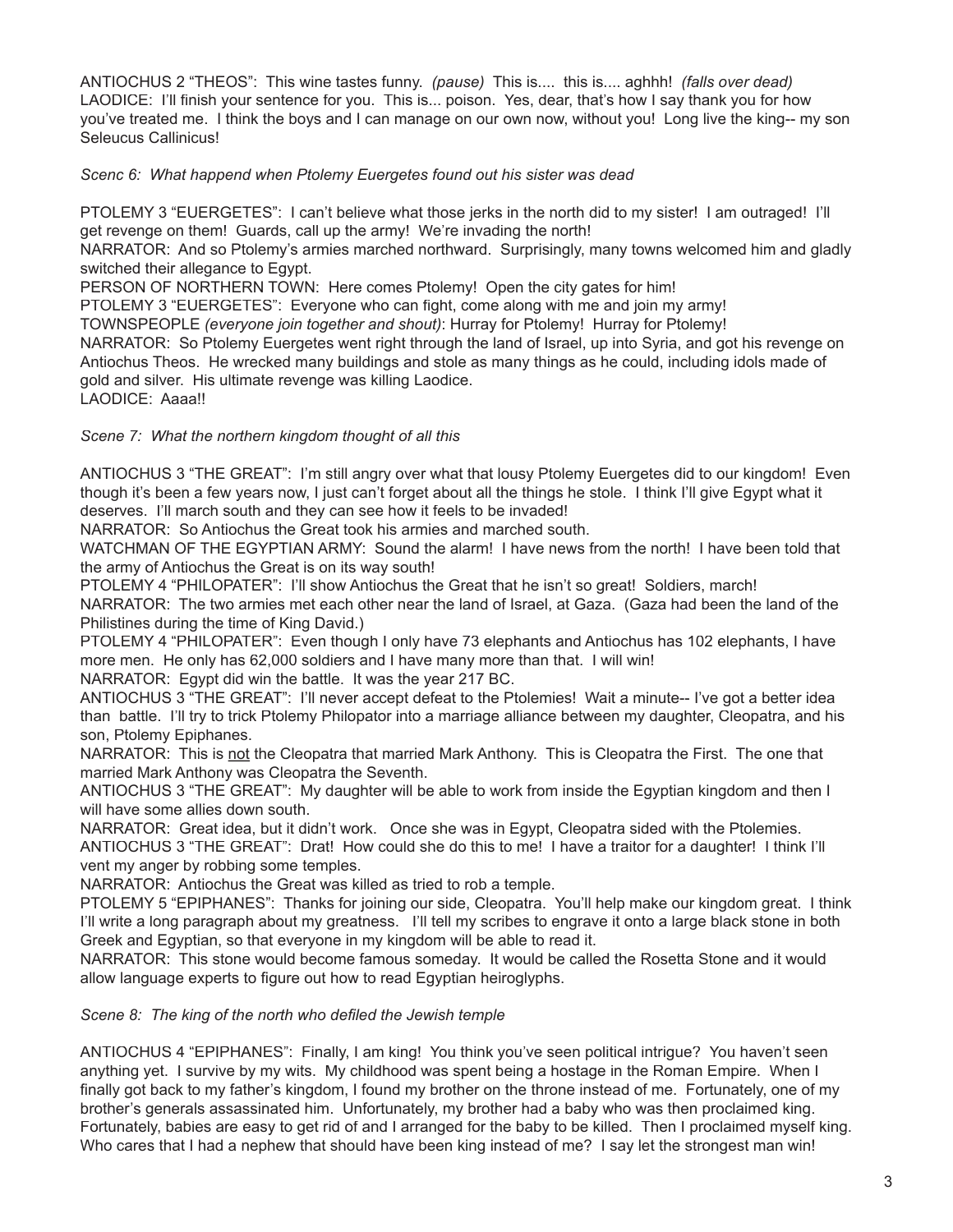ANTIOCHUS 2 "THEOS": This wine tastes funny. *(pause)* This is.... this is.... aghhh! *(falls over dead)*
LAODICE: I'll finish your sentence for you. This is... poison. Yes, dear, that's how I say thank you for how you've treated me. I think the boys and I can manage on our own now, without you! Long live the king-- my son Seleucus Callinicus!

*Scenc 6: What happend when Ptolemy Euergetes found out his sister was dead*

PTOLEMY 3 "EUERGETES": I can't believe what those jerks in the north did to my sister! I am outraged! I'll get revenge on them! Guards, call up the army! We're invading the north!
NARRATOR: And so Ptolemy's armies marched northward. Surprisingly, many towns welcomed him and gladly switched their allegance to Egypt.
PERSON OF NORTHERN TOWN: Here comes Ptolemy! Open the city gates for him!
PTOLEMY 3 "EUERGETES": Everyone who can fight, come along with me and join my army!
TOWNSPEOPLE *(everyone join together and shout)*: Hurray for Ptolemy! Hurray for Ptolemy!
NARRATOR: So Ptolemy Euergetes went right through the land of Israel, up into Syria, and got his revenge on Antiochus Theos. He wrecked many buildings and stole as many things as he could, including idols made of gold and silver. His ultimate revenge was killing Laodice.
LAODICE: Aaaa!!

*Scene 7: What the northern kingdom thought of all this*

ANTIOCHUS 3 "THE GREAT": I'm still angry over what that lousy Ptolemy Euergetes did to our kingdom! Even though it's been a few years now, I just can't forget about all the things he stole. I think I'll give Egypt what it deserves. I'll march south and they can see how it feels to be invaded!
NARRATOR: So Antiochus the Great took his armies and marched south.
WATCHMAN OF THE EGYPTIAN ARMY: Sound the alarm! I have news from the north! I have been told that the army of Antiochus the Great is on its way south!
PTOLEMY 4 "PHILOPATER": I'll show Antiochus the Great that he isn't so great! Soldiers, march!
NARRATOR: The two armies met each other near the land of Israel, at Gaza. (Gaza had been the land of the Philistines during the time of King David.)
PTOLEMY 4 "PHILOPATER": Even though I only have 73 elephants and Antiochus has 102 elephants, I have more men. He only has 62,000 soldiers and I have many more than that. I will win!
NARRATOR: Egypt did win the battle. It was the year 217 BC.
ANTIOCHUS 3 "THE GREAT": I'll never accept defeat to the Ptolemies! Wait a minute-- I've got a better idea than battle. I'll try to trick Ptolemy Philopator into a marriage alliance between my daughter, Cleopatra, and his son, Ptolemy Epiphanes.
NARRATOR: This is <u>not</u> the Cleopatra that married Mark Anthony. This is Cleopatra the First. The one that married Mark Anthony was Cleopatra the Seventh.
ANTIOCHUS 3 "THE GREAT": My daughter will be able to work from inside the Egyptian kingdom and then I will have some allies down south.
NARRATOR: Great idea, but it didn't work. Once she was in Egypt, Cleopatra sided with the Ptolemies.
ANTIOCHUS 3 "THE GREAT": Drat! How could she do this to me! I have a traitor for a daughter! I think I'll vent my anger by robbing some temples.
NARRATOR: Antiochus the Great was killed as tried to rob a temple.
PTOLEMY 5 "EPIPHANES": Thanks for joining our side, Cleopatra. You'll help make our kingdom great. I think I'll write a long paragraph about my greatness. I'll tell my scribes to engrave it onto a large black stone in both Greek and Egyptian, so that everyone in my kingdom will be able to read it.
NARRATOR: This stone would become famous someday. It would be called the Rosetta Stone and it would allow language experts to figure out how to read Egyptian heiroglyphs.

*Scene 8: The king of the north who defiled the Jewish temple*

ANTIOCHUS 4 "EPIPHANES": Finally, I am king! You think you've seen political intrigue? You haven't seen anything yet. I survive by my wits. My childhood was spent being a hostage in the Roman Empire. When I finally got back to my father's kingdom, I found my brother on the throne instead of me. Fortunately, one of my brother's generals assassinated him. Unfortunately, my brother had a baby who was then proclaimed king. Fortunately, babies are easy to get rid of and I arranged for the baby to be killed. Then I proclaimed myself king. Who cares that I had a nephew that should have been king instead of me? I say let the strongest man win!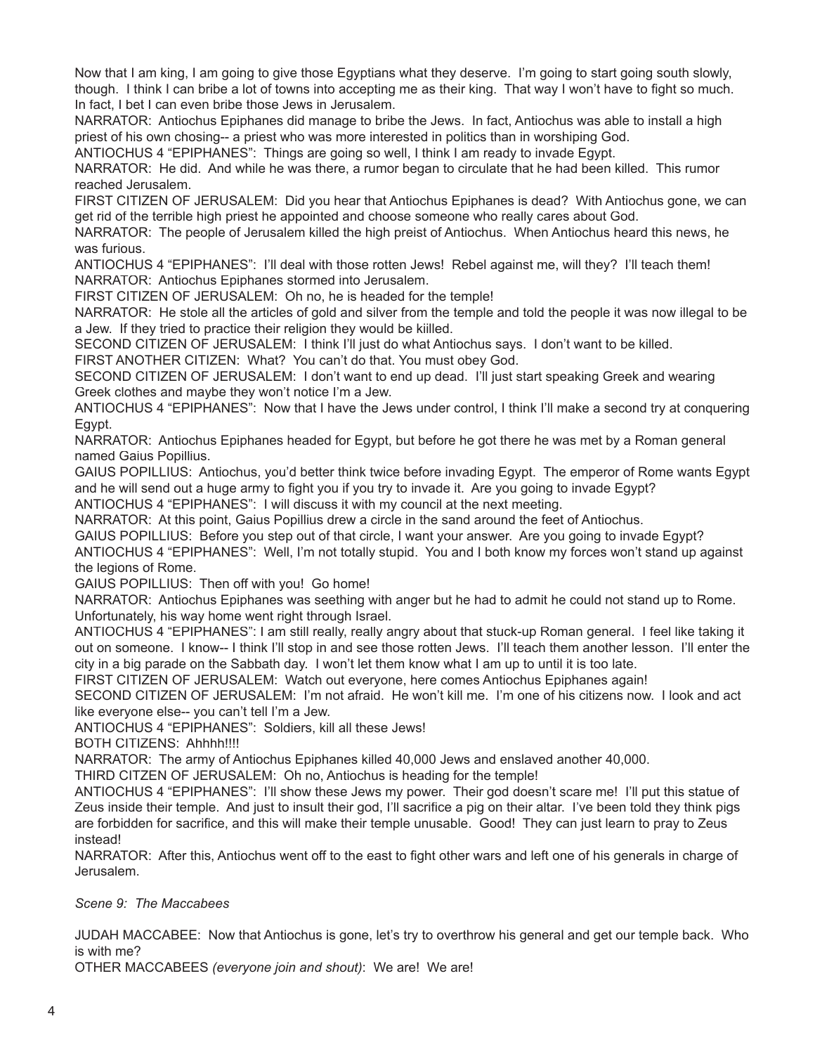Now that I am king, I am going to give those Egyptians what they deserve. I'm going to start going south slowly, though. I think I can bribe a lot of towns into accepting me as their king. That way I won't have to fight so much. In fact, I bet I can even bribe those Jews in Jerusalem.
NARRATOR: Antiochus Epiphanes did manage to bribe the Jews. In fact, Antiochus was able to install a high priest of his own chosing-- a priest who was more interested in politics than in worshiping God.
ANTIOCHUS 4 "EPIPHANES": Things are going so well, I think I am ready to invade Egypt.
NARRATOR: He did. And while he was there, a rumor began to circulate that he had been killed. This rumor reached Jerusalem.
FIRST CITIZEN OF JERUSALEM: Did you hear that Antiochus Epiphanes is dead? With Antiochus gone, we can get rid of the terrible high priest he appointed and choose someone who really cares about God.
NARRATOR: The people of Jerusalem killed the high preist of Antiochus. When Antiochus heard this news, he was furious.
ANTIOCHUS 4 "EPIPHANES": I'll deal with those rotten Jews! Rebel against me, will they? I'll teach them!
NARRATOR: Antiochus Epiphanes stormed into Jerusalem.
FIRST CITIZEN OF JERUSALEM: Oh no, he is headed for the temple!
NARRATOR: He stole all the articles of gold and silver from the temple and told the people it was now illegal to be a Jew. If they tried to practice their religion they would be kiilled.
SECOND CITIZEN OF JERUSALEM: I think I'll just do what Antiochus says. I don't want to be killed.
FIRST ANOTHER CITIZEN: What? You can't do that. You must obey God.
SECOND CITIZEN OF JERUSALEM: I don't want to end up dead. I'll just start speaking Greek and wearing Greek clothes and maybe they won't notice I'm a Jew.
ANTIOCHUS 4 "EPIPHANES": Now that I have the Jews under control, I think I'll make a second try at conquering Egypt.
NARRATOR: Antiochus Epiphanes headed for Egypt, but before he got there he was met by a Roman general named Gaius Popillius.
GAIUS POPILLIUS: Antiochus, you'd better think twice before invading Egypt. The emperor of Rome wants Egypt and he will send out a huge army to fight you if you try to invade it. Are you going to invade Egypt?
ANTIOCHUS 4 "EPIPHANES": I will discuss it with my council at the next meeting.
NARRATOR: At this point, Gaius Popillius drew a circle in the sand around the feet of Antiochus.
GAIUS POPILLIUS: Before you step out of that circle, I want your answer. Are you going to invade Egypt?
ANTIOCHUS 4 "EPIPHANES": Well, I'm not totally stupid. You and I both know my forces won't stand up against the legions of Rome.
GAIUS POPILLIUS: Then off with you! Go home!
NARRATOR: Antiochus Epiphanes was seething with anger but he had to admit he could not stand up to Rome. Unfortunately, his way home went right through Israel.
ANTIOCHUS 4 "EPIPHANES": I am still really, really angry about that stuck-up Roman general. I feel like taking it out on someone. I know-- I think I'll stop in and see those rotten Jews. I'll teach them another lesson. I'll enter the city in a big parade on the Sabbath day. I won't let them know what I am up to until it is too late.
FIRST CITIZEN OF JERUSALEM: Watch out everyone, here comes Antiochus Epiphanes again!
SECOND CITIZEN OF JERUSALEM: I'm not afraid. He won't kill me. I'm one of his citizens now. I look and act like everyone else-- you can't tell I'm a Jew.
ANTIOCHUS 4 "EPIPHANES": Soldiers, kill all these Jews!
BOTH CITIZENS: Ahhhh!!!!
NARRATOR: The army of Antiochus Epiphanes killed 40,000 Jews and enslaved another 40,000.
THIRD CITZEN OF JERUSALEM: Oh no, Antiochus is heading for the temple!
ANTIOCHUS 4 "EPIPHANES": I'll show these Jews my power. Their god doesn't scare me! I'll put this statue of Zeus inside their temple. And just to insult their god, I'll sacrifice a pig on their altar. I've been told they think pigs are forbidden for sacrifice, and this will make their temple unusable. Good! They can just learn to pray to Zeus instead!
NARRATOR: After this, Antiochus went off to the east to fight other wars and left one of his generals in charge of Jerusalem.

*Scene 9: The Maccabees*

JUDAH MACCABEE: Now that Antiochus is gone, let's try to overthrow his general and get our temple back. Who is with me?
OTHER MACCABEES *(everyone join and shout)*: We are! We are!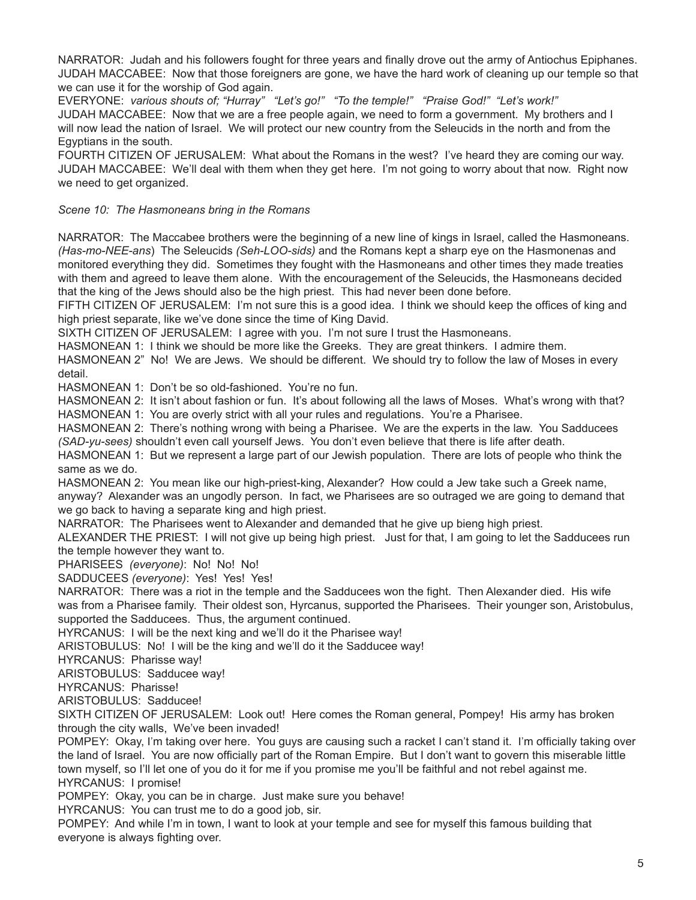NARRATOR: Judah and his followers fought for three years and finally drove out the army of Antiochus Epiphanes.
JUDAH MACCABEE: Now that those foreigners are gone, we have the hard work of cleaning up our temple so that we can use it for the worship of God again.
EVERYONE: *various shouts of; "Hurray" "Let's go!" "To the temple!" "Praise God!" "Let's work!"*
JUDAH MACCABEE: Now that we are a free people again, we need to form a government. My brothers and I will now lead the nation of Israel. We will protect our new country from the Seleucids in the north and from the Egyptians in the south.
FOURTH CITIZEN OF JERUSALEM: What about the Romans in the west? I've heard they are coming our way.
JUDAH MACCABEE: We'll deal with them when they get here. I'm not going to worry about that now. Right now we need to get organized.

*Scene 10: The Hasmoneans bring in the Romans*

NARRATOR: The Maccabee brothers were the beginning of a new line of kings in Israel, called the Hasmoneans. *(Has-mo-NEE-ans*) The Seleucids *(Seh-LOO-sids)* and the Romans kept a sharp eye on the Hasmonenas and monitored everything they did. Sometimes they fought with the Hasmoneans and other times they made treaties with them and agreed to leave them alone. With the encouragement of the Seleucids, the Hasmoneans decided that the king of the Jews should also be the high priest. This had never been done before.
FIFTH CITIZEN OF JERUSALEM: I'm not sure this is a good idea. I think we should keep the offices of king and high priest separate, like we've done since the time of King David.
SIXTH CITIZEN OF JERUSALEM: I agree with you. I'm not sure I trust the Hasmoneans.
HASMONEAN 1: I think we should be more like the Greeks. They are great thinkers. I admire them.
HASMONEAN 2" No! We are Jews. We should be different. We should try to follow the law of Moses in every detail.
HASMONEAN 1: Don't be so old-fashioned. You're no fun.
HASMONEAN 2: It isn't about fashion or fun. It's about following all the laws of Moses. What's wrong with that?
HASMONEAN 1: You are overly strict with all your rules and regulations. You're a Pharisee.
HASMONEAN 2: There's nothing wrong with being a Pharisee. We are the experts in the law. You Sadducees *(SAD-yu-sees)* shouldn't even call yourself Jews. You don't even believe that there is life after death.
HASMONEAN 1: But we represent a large part of our Jewish population. There are lots of people who think the same as we do.
HASMONEAN 2: You mean like our high-priest-king, Alexander? How could a Jew take such a Greek name, anyway? Alexander was an ungodly person. In fact, we Pharisees are so outraged we are going to demand that we go back to having a separate king and high priest.
NARRATOR: The Pharisees went to Alexander and demanded that he give up bieng high priest.
ALEXANDER THE PRIEST: I will not give up being high priest. Just for that, I am going to let the Sadducees run the temple however they want to.
PHARISEES *(everyone)*: No! No! No!
SADDUCEES *(everyone)*: Yes! Yes! Yes!
NARRATOR: There was a riot in the temple and the Sadducees won the fight. Then Alexander died. His wife was from a Pharisee family. Their oldest son, Hyrcanus, supported the Pharisees. Their younger son, Aristobulus, supported the Sadducees. Thus, the argument continued.
HYRCANUS: I will be the next king and we'll do it the Pharisee way!
ARISTOBULUS: No! I will be the king and we'll do it the Sadducee way!
HYRCANUS: Pharisse way!
ARISTOBULUS: Sadducee way!
HYRCANUS: Pharisse!
ARISTOBULUS: Sadducee!
SIXTH CITIZEN OF JERUSALEM: Look out! Here comes the Roman general, Pompey! His army has broken through the city walls, We've been invaded!
POMPEY: Okay, I'm taking over here. You guys are causing such a racket I can't stand it. I'm officially taking over the land of Israel. You are now officially part of the Roman Empire. But I don't want to govern this miserable little town myself, so I'll let one of you do it for me if you promise me you'll be faithful and not rebel against me.
HYRCANUS: I promise!
POMPEY: Okay, you can be in charge. Just make sure you behave!
HYRCANUS: You can trust me to do a good job, sir.
POMPEY: And while I'm in town, I want to look at your temple and see for myself this famous building that everyone is always fighting over.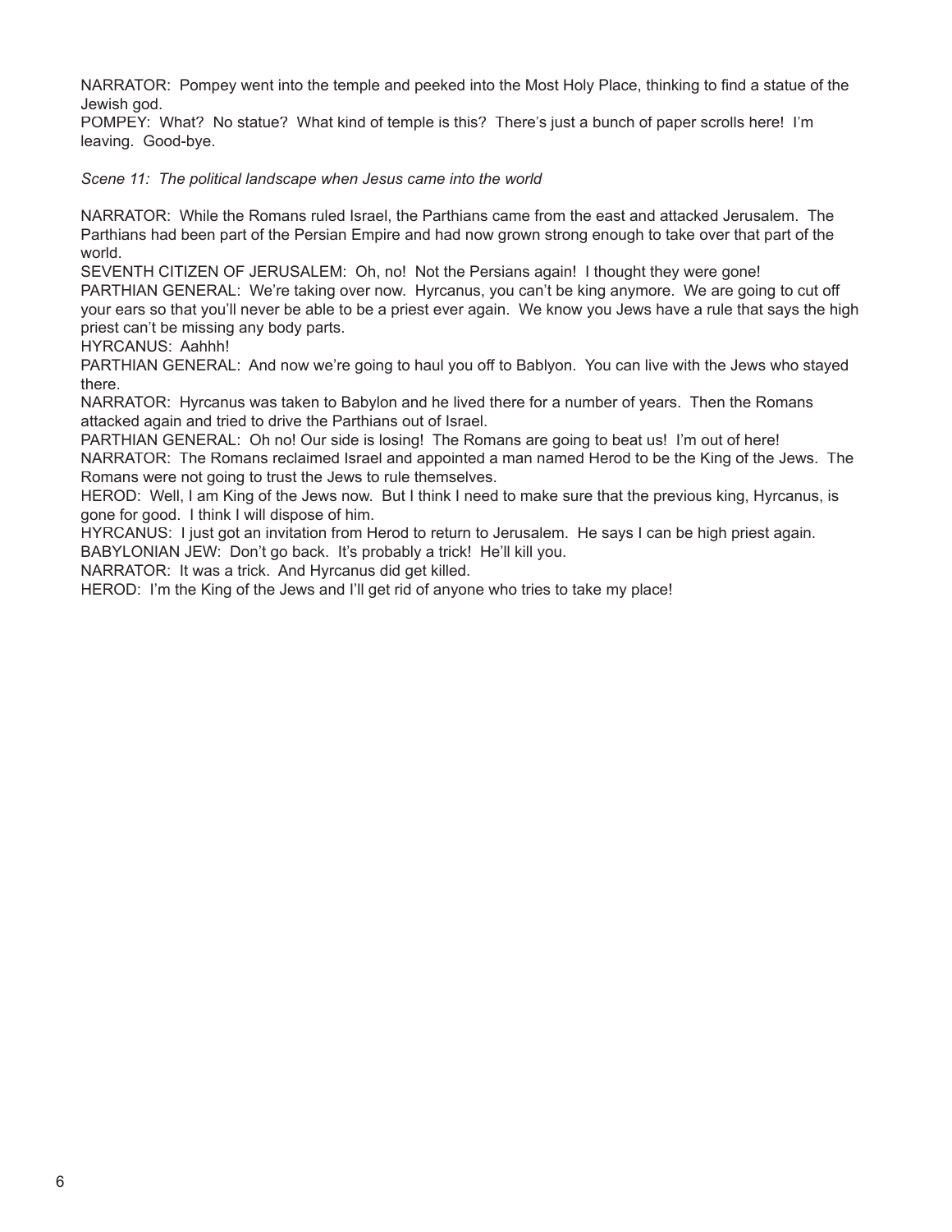NARRATOR: Pompey went into the temple and peeked into the Most Holy Place, thinking to find a statue of the Jewish god.
POMPEY: What? No statue? What kind of temple is this? There's just a bunch of paper scrolls here! I'm leaving. Good-bye.

*Scene 11: The political landscape when Jesus came into the world*

NARRATOR: While the Romans ruled Israel, the Parthians came from the east and attacked Jerusalem. The Parthians had been part of the Persian Empire and had now grown strong enough to take over that part of the world.
SEVENTH CITIZEN OF JERUSALEM: Oh, no! Not the Persians again! I thought they were gone!
PARTHIAN GENERAL: We're taking over now. Hyrcanus, you can't be king anymore. We are going to cut off your ears so that you'll never be able to be a priest ever again. We know you Jews have a rule that says the high priest can't be missing any body parts.
HYRCANUS: Aahhh!
PARTHIAN GENERAL: And now we're going to haul you off to Bablyon. You can live with the Jews who stayed there.
NARRATOR: Hyrcanus was taken to Babylon and he lived there for a number of years. Then the Romans attacked again and tried to drive the Parthians out of Israel.
PARTHIAN GENERAL: Oh no! Our side is losing! The Romans are going to beat us! I'm out of here!
NARRATOR: The Romans reclaimed Israel and appointed a man named Herod to be the King of the Jews. The Romans were not going to trust the Jews to rule themselves.
HEROD: Well, I am King of the Jews now. But I think I need to make sure that the previous king, Hyrcanus, is gone for good. I think I will dispose of him.
HYRCANUS: I just got an invitation from Herod to return to Jerusalem. He says I can be high priest again.
BABYLONIAN JEW: Don't go back. It's probably a trick! He'll kill you.
NARRATOR: It was a trick. And Hyrcanus did get killed.
HEROD: I'm the King of the Jews and I'll get rid of anyone who tries to take my place!